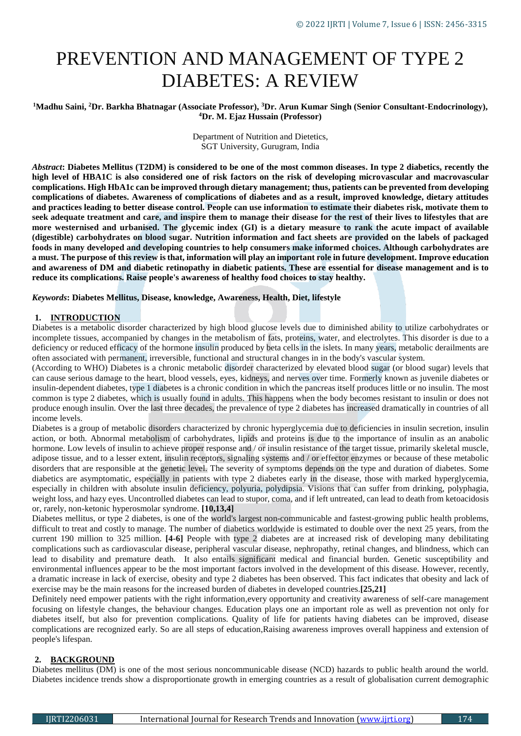# PREVENTION AND MANAGEMENT OF TYPE 2 DIABETES: A REVIEW

**[1]Madhu Saini, [2]Dr. Barkha Bhatnagar (Associate Professor), [3]Dr. Arun Kumar Singh (Senior Consultant-Endocrinology), [4]Dr. M. Ejaz Hussain (Professor)**

Department of Nutrition and Dietetics,
SGT University, Gurugram, India

***Abstract*: Diabetes Mellitus (T2DM) is considered to be one of the most common diseases. In type 2 diabetics, recently the high level of HBA1C is also considered one of risk factors on the risk of developing microvascular and macrovascular complications. High HbA1c can be improved through dietary management; thus, patients can be prevented from developing complications of diabetes. Awareness of complications of diabetes and as a result, improved knowledge, dietary attitudes and practices leading to better disease control. People can use information to estimate their diabetes risk, motivate them to seek adequate treatment and care, and inspire them to manage their disease for the rest of their lives to lifestyles that are more westernised and urbanised. The glycemic index (GI) is a dietary measure to rank the acute impact of available (digestible) carbohydrates on blood sugar. Nutrition information and fact sheets are provided on the labels of packaged foods in many developed and developing countries to help consumers make informed choices. Although carbohydrates are a must. The purpose of this review is that, information will play an important role in future development. Improve education and awareness of DM and diabetic retinopathy in diabetic patients. These are essential for disease management and is to reduce its complications. Raise people's awareness of healthy food choices to stay healthy.**

***Keywords*: Diabetes Mellitus, Disease, knowledge, Awareness, Health, Diet, lifestyle**

## 1. INTRODUCTION

Diabetes is a metabolic disorder characterized by high blood glucose levels due to diminished ability to utilize carbohydrates or incomplete tissues, accompanied by changes in the metabolism of fats, proteins, water, and electrolytes. This disorder is due to a deficiency or reduced efficacy of the hormone insulin produced by beta cells in the islets. In many years, metabolic derailments are often associated with permanent, irreversible, functional and structural changes in in the body's vascular system.

(According to WHO) Diabetes is a chronic metabolic disorder characterized by elevated blood sugar (or blood sugar) levels that can cause serious damage to the heart, blood vessels, eyes, kidneys, and nerves over time. Formerly known as juvenile diabetes or insulin-dependent diabetes, type 1 diabetes is a chronic condition in which the pancreas itself produces little or no insulin. The most common is type 2 diabetes, which is usually found in adults. This happens when the body becomes resistant to insulin or does not produce enough insulin. Over the last three decades, the prevalence of type 2 diabetes has increased dramatically in countries of all income levels.

Diabetes is a group of metabolic disorders characterized by chronic hyperglycemia due to deficiencies in insulin secretion, insulin action, or both. Abnormal metabolism of carbohydrates, lipids and proteins is due to the importance of insulin as an anabolic hormone. Low levels of insulin to achieve proper response and / or insulin resistance of the target tissue, primarily skeletal muscle, adipose tissue, and to a lesser extent, insulin receptors, signaling systems and / or effector enzymes or because of these metabolic disorders that are responsible at the genetic level. The severity of symptoms depends on the type and duration of diabetes. Some diabetics are asymptomatic, especially in patients with type 2 diabetes early in the disease, those with marked hyperglycemia, especially in children with absolute insulin deficiency, polyuria, polydipsia. Visions that can suffer from drinking, polyphagia, weight loss, and hazy eyes. Uncontrolled diabetes can lead to stupor, coma, and if left untreated, can lead to death from ketoacidosis or, rarely, non-ketonic hyperosmolar syndrome. **[10,13,4]**

Diabetes mellitus, or type 2 diabetes, is one of the world's largest non-communicable and fastest-growing public health problems, difficult to treat and costly to manage. The number of diabetics worldwide is estimated to double over the next 25 years, from the current 190 million to 325 million. **[4-6]** People with type 2 diabetes are at increased risk of developing many debilitating complications such as cardiovascular disease, peripheral vascular disease, nephropathy, retinal changes, and blindness, which can lead to disability and premature death. It also entails significant medical and financial burden. Genetic susceptibility and environmental influences appear to be the most important factors involved in the development of this disease. However, recently, a dramatic increase in lack of exercise, obesity and type 2 diabetes has been observed. This fact indicates that obesity and lack of exercise may be the main reasons for the increased burden of diabetes in developed countries.**[25,21]**

Definitely need empower patients with the right information,every opportunity and creativity awareness of self-care management focusing on lifestyle changes, the behaviour changes. Education plays one an important role as well as prevention not only for diabetes itself, but also for prevention complications. Quality of life for patients having diabetes can be improved, disease complications are recognized early. So are all steps of education,Raising awareness improves overall happiness and extension of people's lifespan.

## 2. BACKGROUND

Diabetes mellitus (DM) is one of the most serious noncommunicable disease (NCD) hazards to public health around the world. Diabetes incidence trends show a disproportionate growth in emerging countries as a result of globalisation current demographic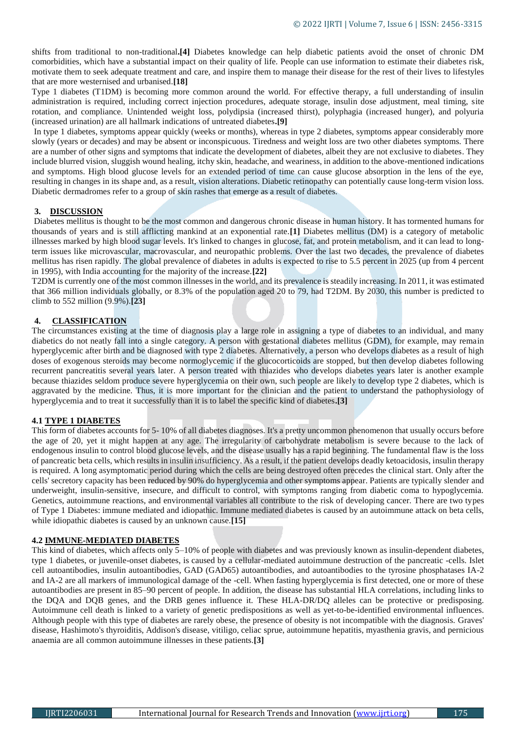shifts from traditional to non-traditional.**[4]** Diabetes knowledge can help diabetic patients avoid the onset of chronic DM comorbidities, which have a substantial impact on their quality of life. People can use information to estimate their diabetes risk, motivate them to seek adequate treatment and care, and inspire them to manage their disease for the rest of their lives to lifestyles that are more westernised and urbanised.**[18]**

Type 1 diabetes (T1DM) is becoming more common around the world. For effective therapy, a full understanding of insulin administration is required, including correct injection procedures, adequate storage, insulin dose adjustment, meal timing, site rotation, and compliance. Unintended weight loss, polydipsia (increased thirst), polyphagia (increased hunger), and polyuria (increased urination) are all hallmark indications of untreated diabetes.**[9]**

In type 1 diabetes, symptoms appear quickly (weeks or months), whereas in type 2 diabetes, symptoms appear considerably more slowly (years or decades) and may be absent or inconspicuous. Tiredness and weight loss are two other diabetes symptoms. There are a number of other signs and symptoms that indicate the development of diabetes, albeit they are not exclusive to diabetes. They include blurred vision, sluggish wound healing, itchy skin, headache, and weariness, in addition to the above-mentioned indications and symptoms. High blood glucose levels for an extended period of time can cause glucose absorption in the lens of the eye, resulting in changes in its shape and, as a result, vision alterations. Diabetic retinopathy can potentially cause long-term vision loss. Diabetic dermadromes refer to a group of skin rashes that emerge as a result of diabetes.

## 3. DISCUSSION

Diabetes mellitus is thought to be the most common and dangerous chronic disease in human history. It has tormented humans for thousands of years and is still afflicting mankind at an exponential rate.**[1]** Diabetes mellitus (DM) is a category of metabolic illnesses marked by high blood sugar levels. It's linked to changes in glucose, fat, and protein metabolism, and it can lead to long-term issues like microvascular, macrovascular, and neuropathic problems. Over the last two decades, the prevalence of diabetes mellitus has risen rapidly. The global prevalence of diabetes in adults is expected to rise to 5.5 percent in 2025 (up from 4 percent in 1995), with India accounting for the majority of the increase.**[22]**

T2DM is currently one of the most common illnesses in the world, and its prevalence is steadily increasing. In 2011, it was estimated that 366 million individuals globally, or 8.3% of the population aged 20 to 79, had T2DM. By 2030, this number is predicted to climb to 552 million (9.9%).**[23]**

## 4. CLASSIFICATION

The circumstances existing at the time of diagnosis play a large role in assigning a type of diabetes to an individual, and many diabetics do not neatly fall into a single category. A person with gestational diabetes mellitus (GDM), for example, may remain hyperglycemic after birth and be diagnosed with type 2 diabetes. Alternatively, a person who develops diabetes as a result of high doses of exogenous steroids may become normoglycemic if the glucocorticoids are stopped, but then develop diabetes following recurrent pancreatitis several years later. A person treated with thiazides who develops diabetes years later is another example because thiazides seldom produce severe hyperglycemia on their own, such people are likely to develop type 2 diabetes, which is aggravated by the medicine. Thus, it is more important for the clinician and the patient to understand the pathophysiology of hyperglycemia and to treat it successfully than it is to label the specific kind of diabetes.**[3]**

### 4.1 TYPE 1 DIABETES

This form of diabetes accounts for 5- 10% of all diabetes diagnoses. It's a pretty uncommon phenomenon that usually occurs before the age of 20, yet it might happen at any age. The irregularity of carbohydrate metabolism is severe because to the lack of endogenous insulin to control blood glucose levels, and the disease usually has a rapid beginning. The fundamental flaw is the loss of pancreatic beta cells, which results in insulin insufficiency. As a result, if the patient develops deadly ketoacidosis, insulin therapy is required. A long asymptomatic period during which the cells are being destroyed often precedes the clinical start. Only after the cells' secretory capacity has been reduced by 90% do hyperglycemia and other symptoms appear. Patients are typically slender and underweight, insulin-sensitive, insecure, and difficult to control, with symptoms ranging from diabetic coma to hypoglycemia. Genetics, autoimmune reactions, and environmental variables all contribute to the risk of developing cancer. There are two types of Type 1 Diabetes: immune mediated and idiopathic. Immune mediated diabetes is caused by an autoimmune attack on beta cells, while idiopathic diabetes is caused by an unknown cause.**[15]**

### 4.2 IMMUNE-MEDIATED DIABETES

This kind of diabetes, which affects only 5–10% of people with diabetes and was previously known as insulin-dependent diabetes, type 1 diabetes, or juvenile-onset diabetes, is caused by a cellular-mediated autoimmune destruction of the pancreatic -cells. Islet cell autoantibodies, insulin autoantibodies, GAD (GAD65) autoantibodies, and autoantibodies to the tyrosine phosphatases IA-2 and IA-2 are all markers of immunological damage of the -cell. When fasting hyperglycemia is first detected, one or more of these autoantibodies are present in 85–90 percent of people. In addition, the disease has substantial HLA correlations, including links to the DQA and DQB genes, and the DRB genes influence it. These HLA-DR/DQ alleles can be protective or predisposing. Autoimmune cell death is linked to a variety of genetic predispositions as well as yet-to-be-identified environmental influences. Although people with this type of diabetes are rarely obese, the presence of obesity is not incompatible with the diagnosis. Graves' disease, Hashimoto's thyroiditis, Addison's disease, vitiligo, celiac sprue, autoimmune hepatitis, myasthenia gravis, and pernicious anaemia are all common autoimmune illnesses in these patients.**[3]**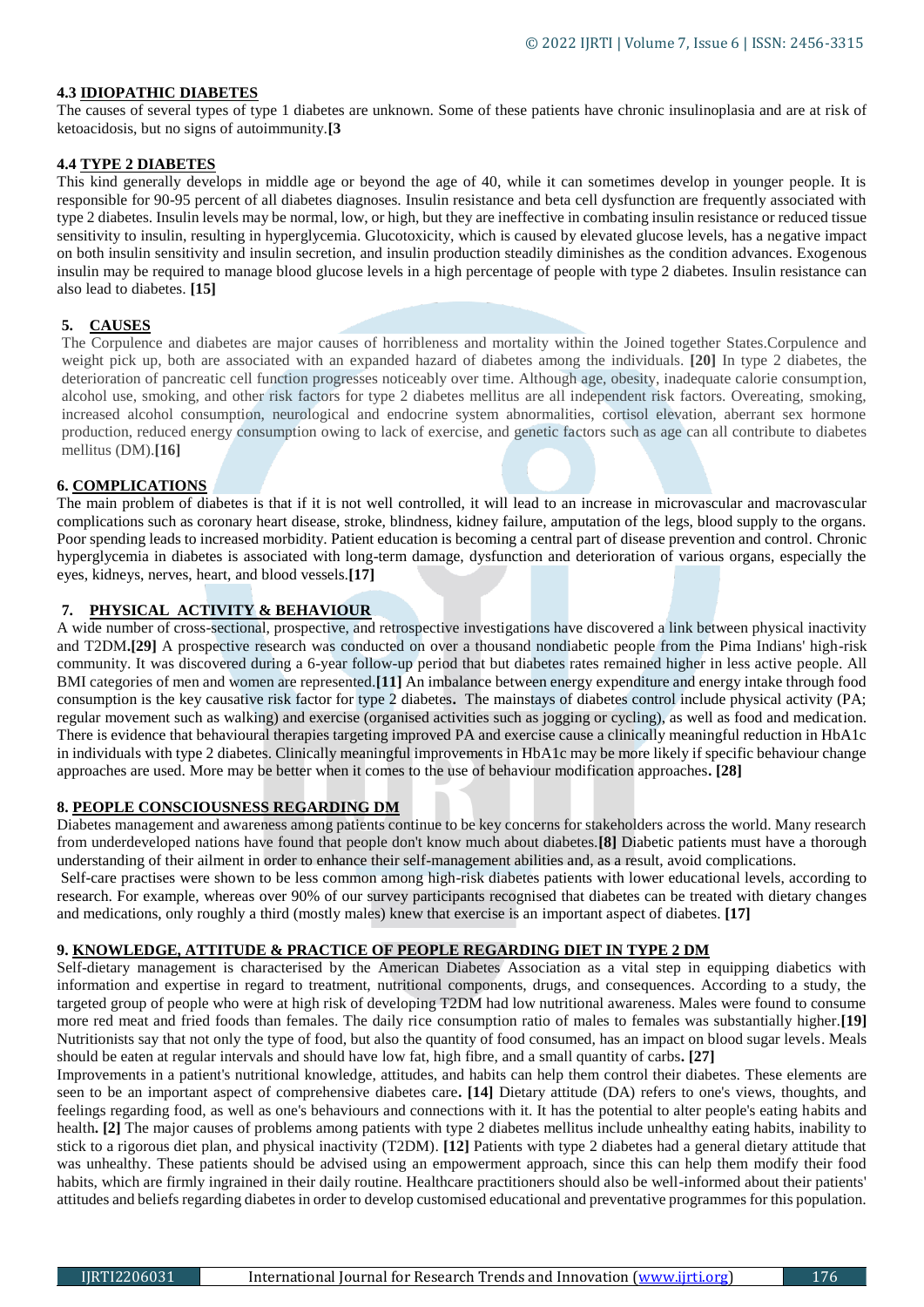### 4.3 IDIOPATHIC DIABETES

The causes of several types of type 1 diabetes are unknown. Some of these patients have chronic insulinoplasia and are at risk of ketoacidosis, but no signs of autoimmunity.**[3**

### 4.4 TYPE 2 DIABETES

This kind generally develops in middle age or beyond the age of 40, while it can sometimes develop in younger people. It is responsible for 90-95 percent of all diabetes diagnoses. Insulin resistance and beta cell dysfunction are frequently associated with type 2 diabetes. Insulin levels may be normal, low, or high, but they are ineffective in combating insulin resistance or reduced tissue sensitivity to insulin, resulting in hyperglycemia. Glucotoxicity, which is caused by elevated glucose levels, has a negative impact on both insulin sensitivity and insulin secretion, and insulin production steadily diminishes as the condition advances. Exogenous insulin may be required to manage blood glucose levels in a high percentage of people with type 2 diabetes. Insulin resistance can also lead to diabetes. **[15]**

## 5. CAUSES

The Corpulence and diabetes are major causes of horribleness and mortality within the Joined together States.Corpulence and weight pick up, both are associated with an expanded hazard of diabetes among the individuals. **[20]** In type 2 diabetes, the deterioration of pancreatic cell function progresses noticeably over time. Although age, obesity, inadequate calorie consumption, alcohol use, smoking, and other risk factors for type 2 diabetes mellitus are all independent risk factors. Overeating, smoking, increased alcohol consumption, neurological and endocrine system abnormalities, cortisol elevation, aberrant sex hormone production, reduced energy consumption owing to lack of exercise, and genetic factors such as age can all contribute to diabetes mellitus (DM).**[16]**

## 6. COMPLICATIONS

The main problem of diabetes is that if it is not well controlled, it will lead to an increase in microvascular and macrovascular complications such as coronary heart disease, stroke, blindness, kidney failure, amputation of the legs, blood supply to the organs. Poor spending leads to increased morbidity. Patient education is becoming a central part of disease prevention and control. Chronic hyperglycemia in diabetes is associated with long-term damage, dysfunction and deterioration of various organs, especially the eyes, kidneys, nerves, heart, and blood vessels.**[17]**

## 7. PHYSICAL ACTIVITY & BEHAVIOUR

A wide number of cross-sectional, prospective, and retrospective investigations have discovered a link between physical inactivity and T2DM.**[29]** A prospective research was conducted on over a thousand nondiabetic people from the Pima Indians' high-risk community. It was discovered during a 6-year follow-up period that but diabetes rates remained higher in less active people. All BMI categories of men and women are represented.**[11]** An imbalance between energy expenditure and energy intake through food consumption is the key causative risk factor for type 2 diabetes**.** The mainstays of diabetes control include physical activity (PA; regular movement such as walking) and exercise (organised activities such as jogging or cycling), as well as food and medication. There is evidence that behavioural therapies targeting improved PA and exercise cause a clinically meaningful reduction in HbA1c in individuals with type 2 diabetes. Clinically meaningful improvements in HbA1c may be more likely if specific behaviour change approaches are used. More may be better when it comes to the use of behaviour modification approaches**. [28]**

## 8. PEOPLE CONSCIOUSNESS REGARDING DM

Diabetes management and awareness among patients continue to be key concerns for stakeholders across the world. Many research from underdeveloped nations have found that people don't know much about diabetes.**[8]** Diabetic patients must have a thorough understanding of their ailment in order to enhance their self-management abilities and, as a result, avoid complications.

Self-care practises were shown to be less common among high-risk diabetes patients with lower educational levels, according to research. For example, whereas over 90% of our survey participants recognised that diabetes can be treated with dietary changes and medications, only roughly a third (mostly males) knew that exercise is an important aspect of diabetes. **[17]**

## 9. KNOWLEDGE, ATTITUDE & PRACTICE OF PEOPLE REGARDING DIET IN TYPE 2 DM

Self-dietary management is characterised by the American Diabetes Association as a vital step in equipping diabetics with information and expertise in regard to treatment, nutritional components, drugs, and consequences. According to a study, the targeted group of people who were at high risk of developing T2DM had low nutritional awareness. Males were found to consume more red meat and fried foods than females. The daily rice consumption ratio of males to females was substantially higher.**[19]** Nutritionists say that not only the type of food, but also the quantity of food consumed, has an impact on blood sugar levels. Meals should be eaten at regular intervals and should have low fat, high fibre, and a small quantity of carbs**. [27]**

Improvements in a patient's nutritional knowledge, attitudes, and habits can help them control their diabetes. These elements are seen to be an important aspect of comprehensive diabetes care**. [14]** Dietary attitude (DA) refers to one's views, thoughts, and feelings regarding food, as well as one's behaviours and connections with it. It has the potential to alter people's eating habits and health**. [2]** The major causes of problems among patients with type 2 diabetes mellitus include unhealthy eating habits, inability to stick to a rigorous diet plan, and physical inactivity (T2DM). **[12]** Patients with type 2 diabetes had a general dietary attitude that was unhealthy. These patients should be advised using an empowerment approach, since this can help them modify their food habits, which are firmly ingrained in their daily routine. Healthcare practitioners should also be well-informed about their patients' attitudes and beliefs regarding diabetes in order to develop customised educational and preventative programmes for this population.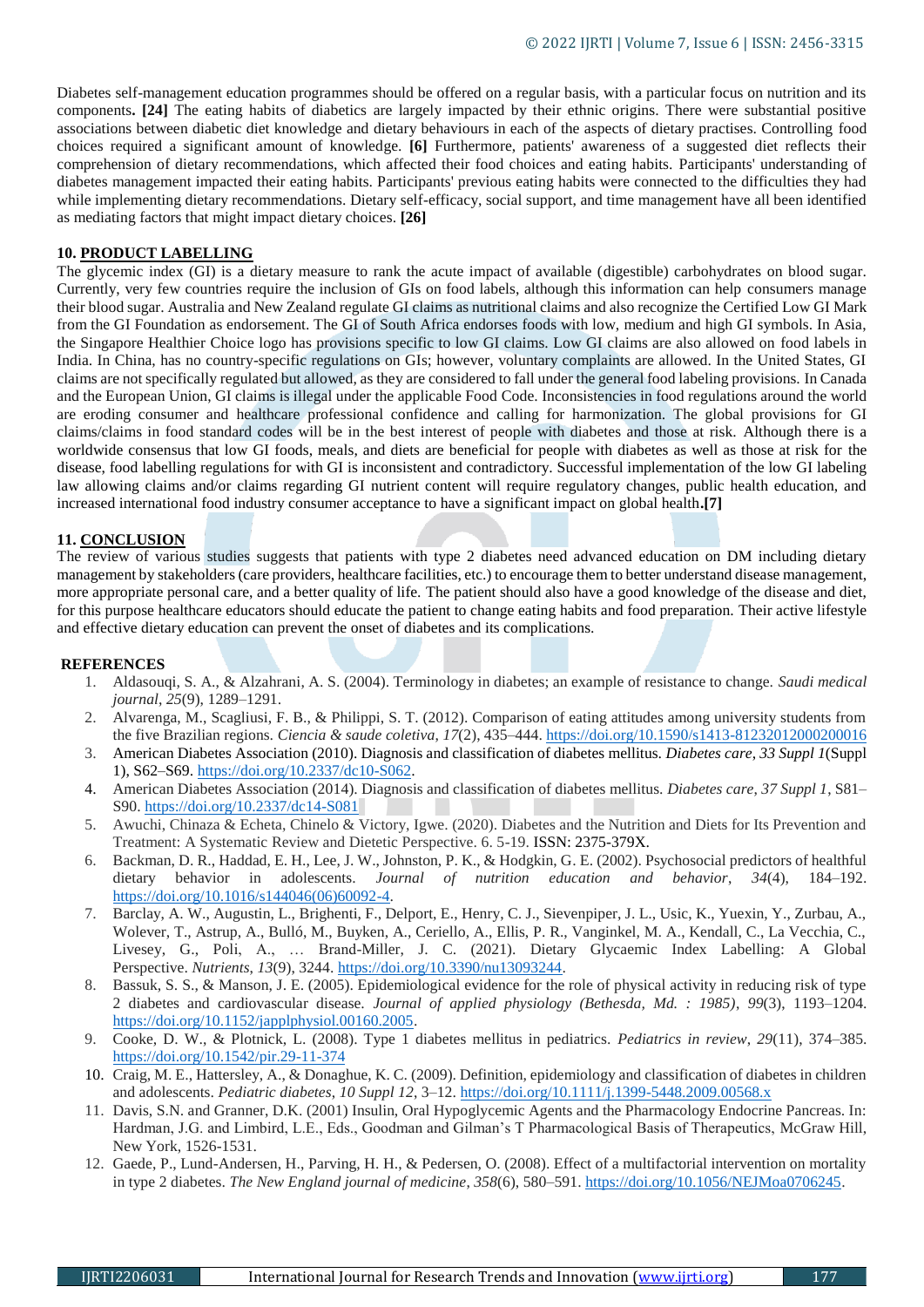Diabetes self-management education programmes should be offered on a regular basis, with a particular focus on nutrition and its components**. [24]** The eating habits of diabetics are largely impacted by their ethnic origins. There were substantial positive associations between diabetic diet knowledge and dietary behaviours in each of the aspects of dietary practises. Controlling food choices required a significant amount of knowledge. **[6]** Furthermore, patients' awareness of a suggested diet reflects their comprehension of dietary recommendations, which affected their food choices and eating habits. Participants' understanding of diabetes management impacted their eating habits. Participants' previous eating habits were connected to the difficulties they had while implementing dietary recommendations. Dietary self-efficacy, social support, and time management have all been identified as mediating factors that might impact dietary choices. **[26]**

## 10. PRODUCT LABELLING

The glycemic index (GI) is a dietary measure to rank the acute impact of available (digestible) carbohydrates on blood sugar. Currently, very few countries require the inclusion of GIs on food labels, although this information can help consumers manage their blood sugar. Australia and New Zealand regulate GI claims as nutritional claims and also recognize the Certified Low GI Mark from the GI Foundation as endorsement. The GI of South Africa endorses foods with low, medium and high GI symbols. In Asia, the Singapore Healthier Choice logo has provisions specific to low GI claims. Low GI claims are also allowed on food labels in India. In China, has no country-specific regulations on GIs; however, voluntary complaints are allowed. In the United States, GI claims are not specifically regulated but allowed, as they are considered to fall under the general food labeling provisions. In Canada and the European Union, GI claims is illegal under the applicable Food Code. Inconsistencies in food regulations around the world are eroding consumer and healthcare professional confidence and calling for harmonization. The global provisions for GI claims/claims in food standard codes will be in the best interest of people with diabetes and those at risk. Although there is a worldwide consensus that low GI foods, meals, and diets are beneficial for people with diabetes as well as those at risk for the disease, food labelling regulations for with GI is inconsistent and contradictory. Successful implementation of the low GI labeling law allowing claims and/or claims regarding GI nutrient content will require regulatory changes, public health education, and increased international food industry consumer acceptance to have a significant impact on global health**.[7]**

## 11. CONCLUSION

The review of various studies suggests that patients with type 2 diabetes need advanced education on DM including dietary management by stakeholders (care providers, healthcare facilities, etc.) to encourage them to better understand disease management, more appropriate personal care, and a better quality of life. The patient should also have a good knowledge of the disease and diet, for this purpose healthcare educators should educate the patient to change eating habits and food preparation. Their active lifestyle and effective dietary education can prevent the onset of diabetes and its complications.

## REFERENCES

1. Aldasouqi, S. A., & Alzahrani, A. S. (2004). Terminology in diabetes; an example of resistance to change. *Saudi medical journal*, *25*(9), 1289–1291.
2. Alvarenga, M., Scagliusi, F. B., & Philippi, S. T. (2012). Comparison of eating attitudes among university students from the five Brazilian regions. *Ciencia & saude coletiva*, *17*(2), 435–444. https://doi.org/10.1590/s1413-81232012000200016
3. American Diabetes Association (2010). Diagnosis and classification of diabetes mellitus. *Diabetes care*, *33 Suppl 1*(Suppl 1), S62–S69. https://doi.org/10.2337/dc10-S062.
4. American Diabetes Association (2014). Diagnosis and classification of diabetes mellitus. *Diabetes care*, *37 Suppl 1*, S81–S90. https://doi.org/10.2337/dc14-S081
5. Awuchi, Chinaza & Echeta, Chinelo & Victory, Igwe. (2020). Diabetes and the Nutrition and Diets for Its Prevention and Treatment: A Systematic Review and Dietetic Perspective. 6. 5-19. ISSN: 2375-379X.
6. Backman, D. R., Haddad, E. H., Lee, J. W., Johnston, P. K., & Hodgkin, G. E. (2002). Psychosocial predictors of healthful dietary behavior in adolescents. *Journal of nutrition education and behavior*, *34*(4), 184–192. https://doi.org/10.1016/s144046(06)60092-4.
7. Barclay, A. W., Augustin, L., Brighenti, F., Delport, E., Henry, C. J., Sievenpiper, J. L., Usic, K., Yuexin, Y., Zurbau, A., Wolever, T., Astrup, A., Bulló, M., Buyken, A., Ceriello, A., Ellis, P. R., Vanginkel, M. A., Kendall, C., La Vecchia, C., Livesey, G., Poli, A., … Brand-Miller, J. C. (2021). Dietary Glycaemic Index Labelling: A Global Perspective. *Nutrients*, *13*(9), 3244. https://doi.org/10.3390/nu13093244.
8. Bassuk, S. S., & Manson, J. E. (2005). Epidemiological evidence for the role of physical activity in reducing risk of type 2 diabetes and cardiovascular disease. *Journal of applied physiology (Bethesda, Md. : 1985)*, *99*(3), 1193–1204. https://doi.org/10.1152/japplphysiol.00160.2005.
9. Cooke, D. W., & Plotnick, L. (2008). Type 1 diabetes mellitus in pediatrics. *Pediatrics in review*, *29*(11), 374–385. https://doi.org/10.1542/pir.29-11-374
10. Craig, M. E., Hattersley, A., & Donaghue, K. C. (2009). Definition, epidemiology and classification of diabetes in children and adolescents. *Pediatric diabetes*, *10 Suppl 12*, 3–12. https://doi.org/10.1111/j.1399-5448.2009.00568.x
11. Davis, S.N. and Granner, D.K. (2001) Insulin, Oral Hypoglycemic Agents and the Pharmacology Endocrine Pancreas. In: Hardman, J.G. and Limbird, L.E., Eds., Goodman and Gilman's T Pharmacological Basis of Therapeutics, McGraw Hill, New York, 1526-1531.
12. Gaede, P., Lund-Andersen, H., Parving, H. H., & Pedersen, O. (2008). Effect of a multifactorial intervention on mortality in type 2 diabetes. *The New England journal of medicine*, *358*(6), 580–591. https://doi.org/10.1056/NEJMoa0706245.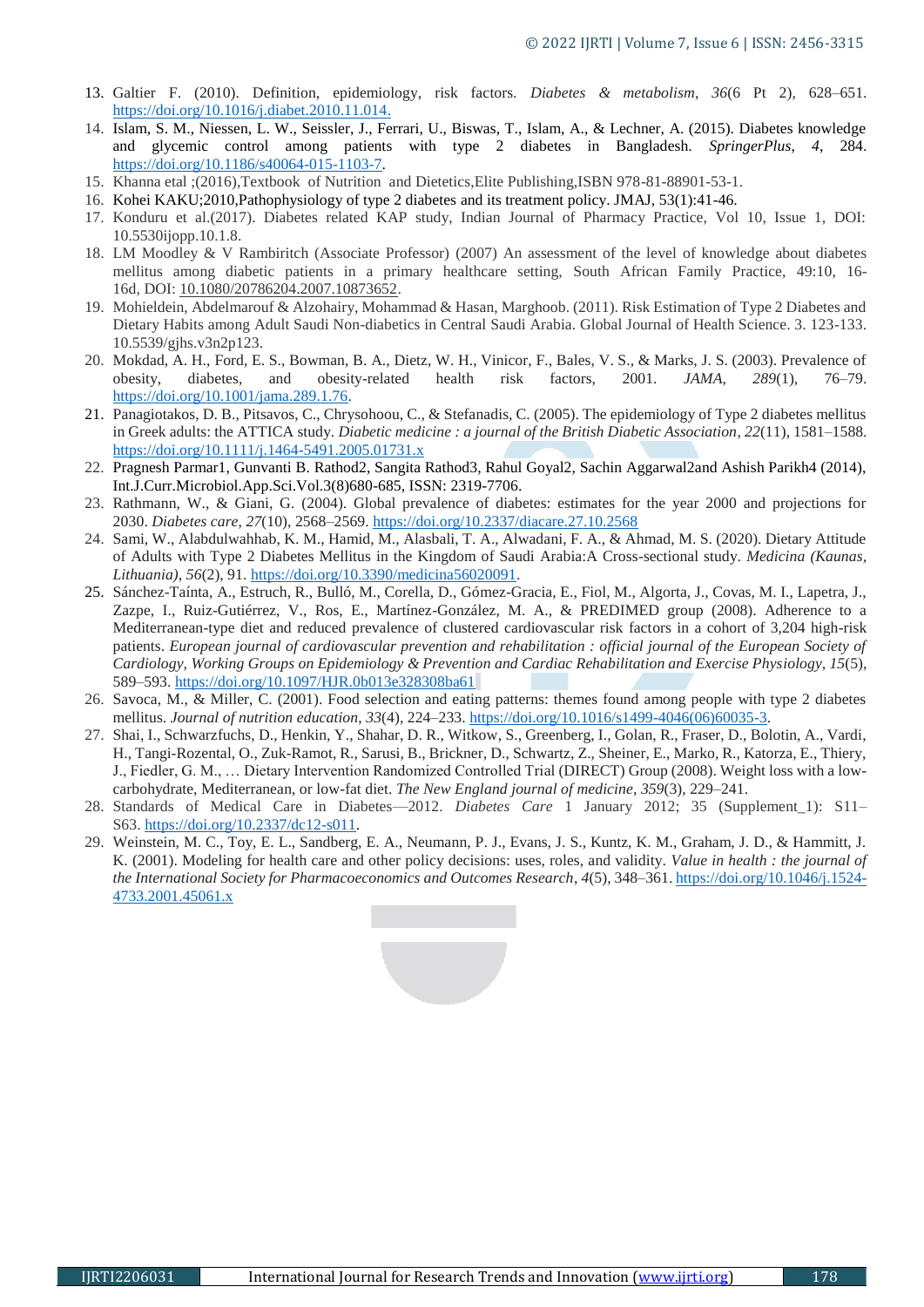13. Galtier F. (2010). Definition, epidemiology, risk factors. *Diabetes & metabolism*, *36*(6 Pt 2), 628–651. https://doi.org/10.1016/j.diabet.2010.11.014.
14. Islam, S. M., Niessen, L. W., Seissler, J., Ferrari, U., Biswas, T., Islam, A., & Lechner, A. (2015). Diabetes knowledge and glycemic control among patients with type 2 diabetes in Bangladesh. *SpringerPlus*, *4*, 284. https://doi.org/10.1186/s40064-015-1103-7.
15. Khanna etal ;(2016),Textbook of Nutrition and Dietetics,Elite Publishing,ISBN 978-81-88901-53-1.
16. Kohei KAKU;2010,Pathophysiology of type 2 diabetes and its treatment policy. JMAJ, 53(1):41-46.
17. Konduru et al.(2017). Diabetes related KAP study, Indian Journal of Pharmacy Practice, Vol 10, Issue 1, DOI: 10.5530ijopp.10.1.8.
18. LM Moodley & V Rambiritch (Associate Professor) (2007) An assessment of the level of knowledge about diabetes mellitus among diabetic patients in a primary healthcare setting, South African Family Practice, 49:10, 16-16d, DOI: 10.1080/20786204.2007.10873652.
19. Mohieldein, Abdelmarouf & Alzohairy, Mohammad & Hasan, Marghoob. (2011). Risk Estimation of Type 2 Diabetes and Dietary Habits among Adult Saudi Non-diabetics in Central Saudi Arabia. Global Journal of Health Science. 3. 123-133. 10.5539/gjhs.v3n2p123.
20. Mokdad, A. H., Ford, E. S., Bowman, B. A., Dietz, W. H., Vinicor, F., Bales, V. S., & Marks, J. S. (2003). Prevalence of obesity, diabetes, and obesity-related health risk factors, 2001. *JAMA*, *289*(1), 76–79. https://doi.org/10.1001/jama.289.1.76.
21. Panagiotakos, D. B., Pitsavos, C., Chrysohoou, C., & Stefanadis, C. (2005). The epidemiology of Type 2 diabetes mellitus in Greek adults: the ATTICA study. *Diabetic medicine : a journal of the British Diabetic Association*, *22*(11), 1581–1588. https://doi.org/10.1111/j.1464-5491.2005.01731.x
22. Pragnesh Parmar1, Gunvanti B. Rathod2, Sangita Rathod3, Rahul Goyal2, Sachin Aggarwal2and Ashish Parikh4 (2014), Int.J.Curr.Microbiol.App.Sci.Vol.3(8)680-685, ISSN: 2319-7706.
23. Rathmann, W., & Giani, G. (2004). Global prevalence of diabetes: estimates for the year 2000 and projections for 2030. *Diabetes care*, *27*(10), 2568–2569. https://doi.org/10.2337/diacare.27.10.2568
24. Sami, W., Alabdulwahhab, K. M., Hamid, M., Alasbali, T. A., Alwadani, F. A., & Ahmad, M. S. (2020). Dietary Attitude of Adults with Type 2 Diabetes Mellitus in the Kingdom of Saudi Arabia:A Cross-sectional study. *Medicina (Kaunas, Lithuania)*, *56*(2), 91. https://doi.org/10.3390/medicina56020091.
25. Sánchez-Taínta, A., Estruch, R., Bulló, M., Corella, D., Gómez-Gracia, E., Fiol, M., Algorta, J., Covas, M. I., Lapetra, J., Zazpe, I., Ruiz-Gutiérrez, V., Ros, E., Martínez-González, M. A., & PREDIMED group (2008). Adherence to a Mediterranean-type diet and reduced prevalence of clustered cardiovascular risk factors in a cohort of 3,204 high-risk patients. *European journal of cardiovascular prevention and rehabilitation : official journal of the European Society of Cardiology, Working Groups on Epidemiology & Prevention and Cardiac Rehabilitation and Exercise Physiology*, *15*(5), 589–593. https://doi.org/10.1097/HJR.0b013e328308ba61
26. Savoca, M., & Miller, C. (2001). Food selection and eating patterns: themes found among people with type 2 diabetes mellitus. *Journal of nutrition education*, *33*(4), 224–233. https://doi.org/10.1016/s1499-4046(06)60035-3.
27. Shai, I., Schwarzfuchs, D., Henkin, Y., Shahar, D. R., Witkow, S., Greenberg, I., Golan, R., Fraser, D., Bolotin, A., Vardi, H., Tangi-Rozental, O., Zuk-Ramot, R., Sarusi, B., Brickner, D., Schwartz, Z., Sheiner, E., Marko, R., Katorza, E., Thiery, J., Fiedler, G. M., … Dietary Intervention Randomized Controlled Trial (DIRECT) Group (2008). Weight loss with a low-carbohydrate, Mediterranean, or low-fat diet. *The New England journal of medicine*, *359*(3), 229–241.
28. Standards of Medical Care in Diabetes—2012. *Diabetes Care* 1 January 2012; 35 (Supplement_1): S11–S63. https://doi.org/10.2337/dc12-s011.
29. Weinstein, M. C., Toy, E. L., Sandberg, E. A., Neumann, P. J., Evans, J. S., Kuntz, K. M., Graham, J. D., & Hammitt, J. K. (2001). Modeling for health care and other policy decisions: uses, roles, and validity. *Value in health : the journal of the International Society for Pharmacoeconomics and Outcomes Research*, *4*(5), 348–361. https://doi.org/10.1046/j.1524-4733.2001.45061.x